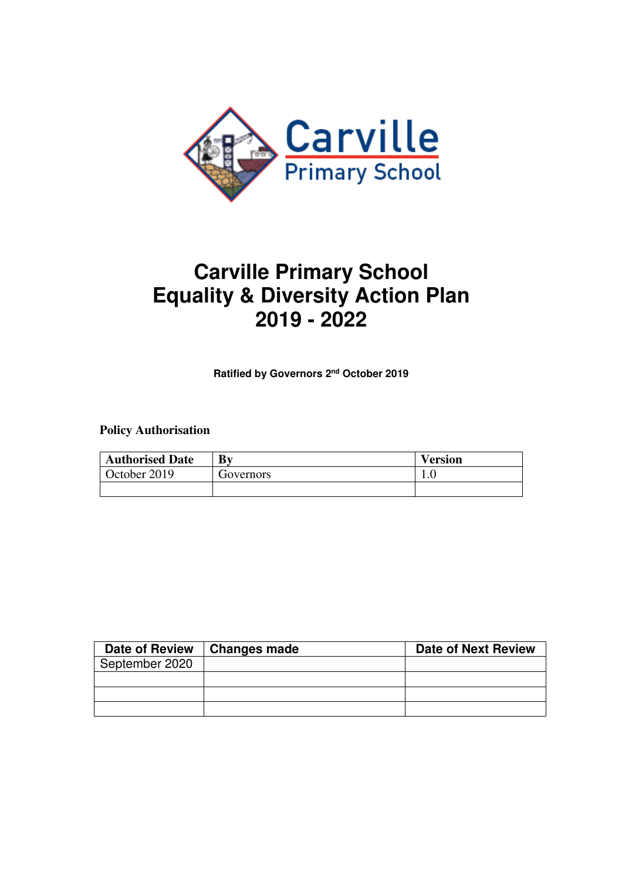Carville Primary School

# Carville Primary School
# Equality & Diversity Action Plan
# 2019 - 2022

**Ratified by Governors 2nd October 2019**

**Policy Authorisation**

| Authorised Date | By | Version |
|---|---|---|
| October 2019 | Governors | 1.0 |
| | | |

| Date of Review | Changes made | Date of Next Review |
|---|---|---|
| September 2020 | | |
| | | |
| | | |
| | | |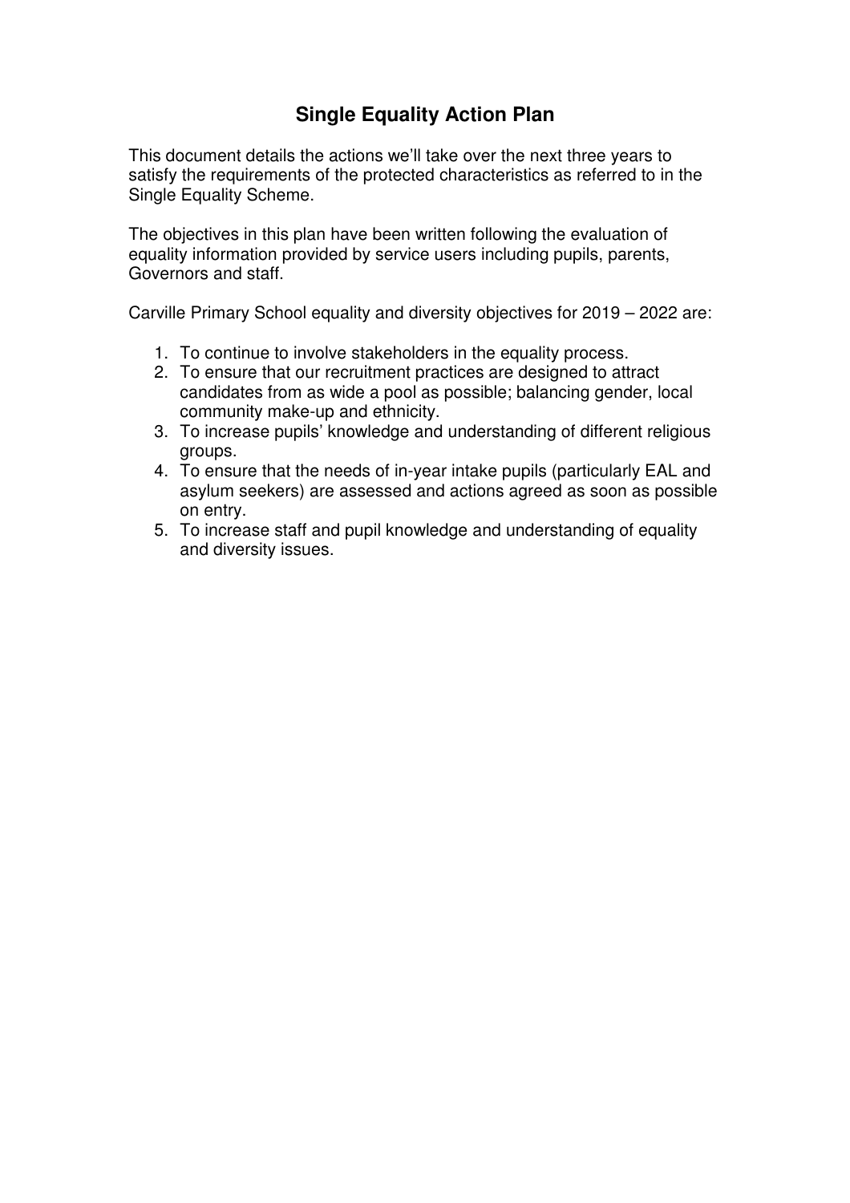# Single Equality Action Plan

This document details the actions we'll take over the next three years to satisfy the requirements of the protected characteristics as referred to in the Single Equality Scheme.

The objectives in this plan have been written following the evaluation of equality information provided by service users including pupils, parents, Governors and staff.

Carville Primary School equality and diversity objectives for 2019 – 2022 are:

1. To continue to involve stakeholders in the equality process.
2. To ensure that our recruitment practices are designed to attract candidates from as wide a pool as possible; balancing gender, local community make-up and ethnicity.
3. To increase pupils' knowledge and understanding of different religious groups.
4. To ensure that the needs of in-year intake pupils (particularly EAL and asylum seekers) are assessed and actions agreed as soon as possible on entry.
5. To increase staff and pupil knowledge and understanding of equality and diversity issues.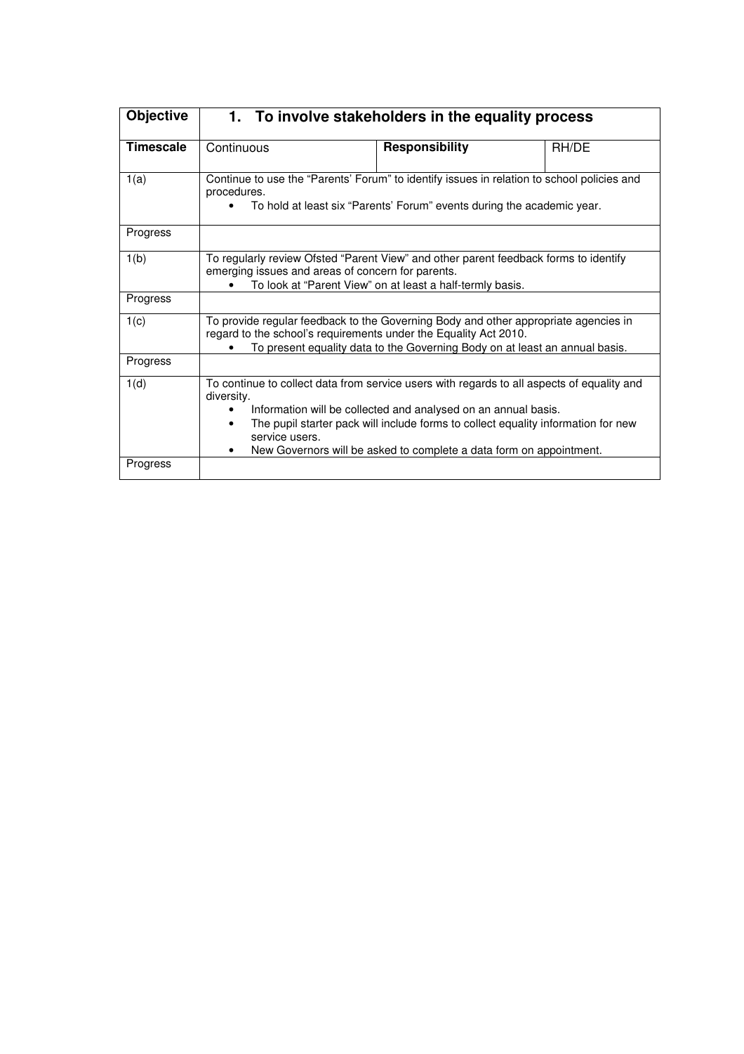| **Objective** | **1. To involve stakeholders in the equality process** | | |
|---|---|---|---|
| **Timescale** | Continuous | **Responsibility** | RH/DE |
| 1(a) | Continue to use the "Parents' Forum" to identify issues in relation to school policies and procedures.<br>• To hold at least six "Parents' Forum" events during the academic year. | | |
| Progress | | | |
| 1(b) | To regularly review Ofsted "Parent View" and other parent feedback forms to identify emerging issues and areas of concern for parents.<br>• To look at "Parent View" on at least a half-termly basis. | | |
| Progress | | | |
| 1(c) | To provide regular feedback to the Governing Body and other appropriate agencies in regard to the school's requirements under the Equality Act 2010.<br>• To present equality data to the Governing Body on at least an annual basis. | | |
| Progress | | | |
| 1(d) | To continue to collect data from service users with regards to all aspects of equality and diversity.<br>• Information will be collected and analysed on an annual basis.<br>• The pupil starter pack will include forms to collect equality information for new service users.<br>• New Governors will be asked to complete a data form on appointment. | | |
| Progress | | | |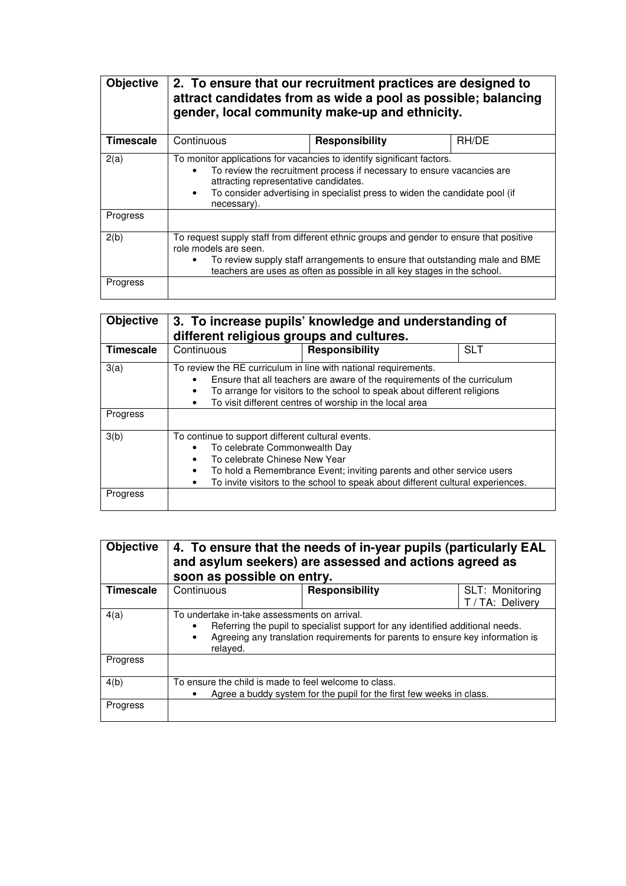| Objective | **2. To ensure that our recruitment practices are designed to attract candidates from as wide a pool as possible; balancing gender, local community make-up and ethnicity.** | | |
|---|---|---|---|
| **Timescale** | Continuous | **Responsibility** | RH/DE |
| 2(a) | To monitor applications for vacancies to identify significant factors.<br>• To review the recruitment process if necessary to ensure vacancies are attracting representative candidates.<br>• To consider advertising in specialist press to widen the candidate pool (if necessary). | | |
| Progress | | | |
| 2(b) | To request supply staff from different ethnic groups and gender to ensure that positive role models are seen.<br>• To review supply staff arrangements to ensure that outstanding male and BME teachers are uses as often as possible in all key stages in the school. | | |
| Progress | | | |

| Objective | **3. To increase pupils' knowledge and understanding of different religious groups and cultures.** | | |
|---|---|---|---|
| **Timescale** | Continuous | **Responsibility** | SLT |
| 3(a) | To review the RE curriculum in line with national requirements.<br>• Ensure that all teachers are aware of the requirements of the curriculum<br>• To arrange for visitors to the school to speak about different religions<br>• To visit different centres of worship in the local area | | |
| Progress | | | |
| 3(b) | To continue to support different cultural events.<br>• To celebrate Commonwealth Day<br>• To celebrate Chinese New Year<br>• To hold a Remembrance Event; inviting parents and other service users<br>• To invite visitors to the school to speak about different cultural experiences. | | |
| Progress | | | |

| Objective | **4. To ensure that the needs of in-year pupils (particularly EAL and asylum seekers) are assessed and actions agreed as soon as possible on entry.** | | |
|---|---|---|---|
| **Timescale** | Continuous | **Responsibility** | SLT: Monitoring<br>T / TA: Delivery |
| 4(a) | To undertake in-take assessments on arrival.<br>• Referring the pupil to specialist support for any identified additional needs.<br>• Agreeing any translation requirements for parents to ensure key information is relayed. | | |
| Progress | | | |
| 4(b) | To ensure the child is made to feel welcome to class.<br>• Agree a buddy system for the pupil for the first few weeks in class. | | |
| Progress | | | |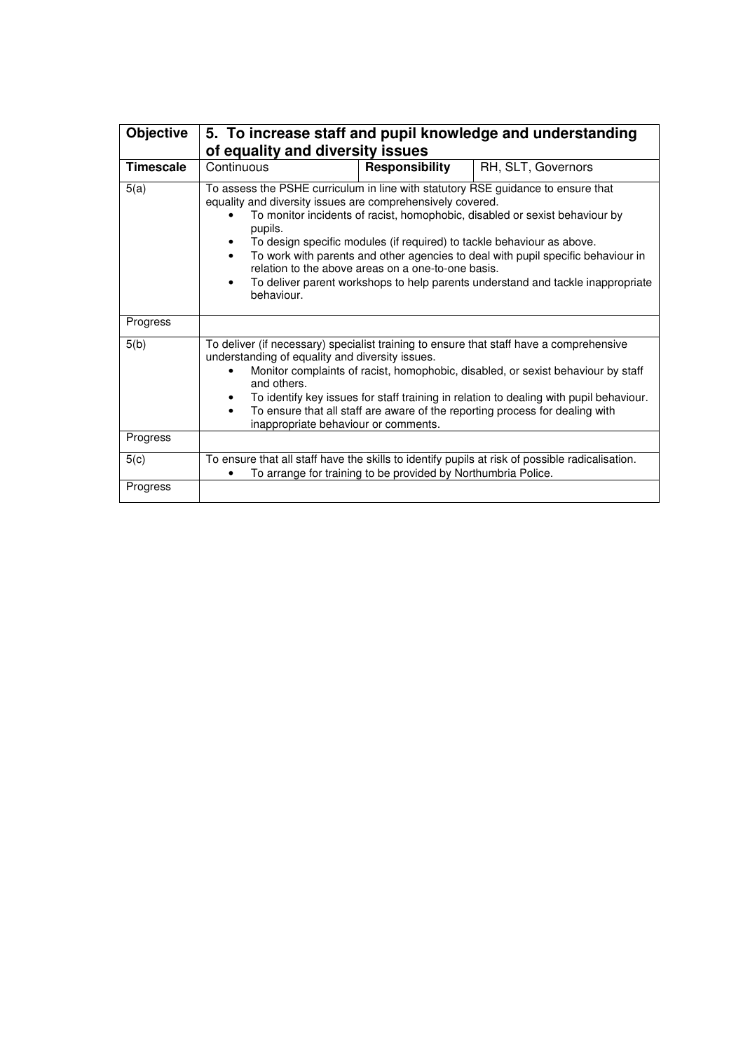| Objective | 5. To increase staff and pupil knowledge and understanding of equality and diversity issues | | |
|---|---|---|---|
| **Timescale** | Continuous | **Responsibility** | RH, SLT, Governors |
| 5(a) | To assess the PSHE curriculum in line with statutory RSE guidance to ensure that equality and diversity issues are comprehensively covered.<br>• To monitor incidents of racist, homophobic, disabled or sexist behaviour by pupils.<br>• To design specific modules (if required) to tackle behaviour as above.<br>• To work with parents and other agencies to deal with pupil specific behaviour in relation to the above areas on a one-to-one basis.<br>• To deliver parent workshops to help parents understand and tackle inappropriate behaviour. | | |
| Progress | | | |
| 5(b) | To deliver (if necessary) specialist training to ensure that staff have a comprehensive understanding of equality and diversity issues.<br>• Monitor complaints of racist, homophobic, disabled, or sexist behaviour by staff and others.<br>• To identify key issues for staff training in relation to dealing with pupil behaviour.<br>• To ensure that all staff are aware of the reporting process for dealing with inappropriate behaviour or comments. | | |
| Progress | | | |
| 5(c) | To ensure that all staff have the skills to identify pupils at risk of possible radicalisation.<br>• To arrange for training to be provided by Northumbria Police. | | |
| Progress | | | |